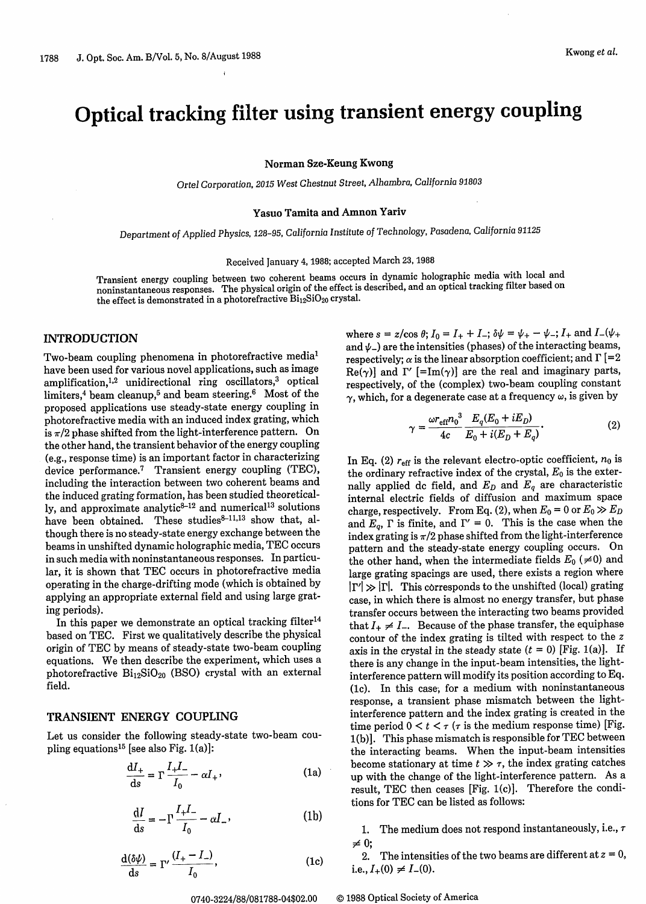# Optical tracking filter using transient energy coupling

**Norman Sze-Keung Kwong**

*Ortel Corporation, 2015 West Chestnut Street, Alhambra, California 91803*

**Yasuo Tamita and Amnon Yariv**

*Department of Applied Physics, 128-95, California Institute of Technology, Pasadena, California 91125*

Received January 4, 1988; accepted March 23, 1988

Transient energy coupling between two coherent beams occurs in dynamic holographic media with local and noninstantaneous responses. The physical origin of the effect is described, and an optical tracking filter based on the effect is demonstrated in a photorefractive $Bi_{12}SiO_{20}$ crystal.

## INTRODUCTION

Two-beam coupling phenomena in photorefractive media[1] have been used for various novel applications, such as image amplification,[1,2] unidirectional ring oscillators,[3] optical limiters,[4] beam cleanup,[5] and beam steering.[6] Most of the proposed applications use steady-state energy coupling in photorefractive media with an induced index grating, which is $\pi/2$ phase shifted from the light-interference pattern. On the other hand, the transient behavior of the energy coupling (e.g., response time) is an important factor in characterizing device performance.[7] Transient energy coupling (TEC), including the interaction between two coherent beams and the induced grating formation, has been studied theoretically, and approximate analytic[8–12] and numerical[13] solutions have been obtained. These studies[8–11,13] show that, although there is no steady-state energy exchange between the beams in unshifted dynamic holographic media, TEC occurs in such media with noninstantaneous responses. In particular, it is shown that TEC occurs in photorefractive media operating in the charge-drifting mode (which is obtained by applying an appropriate external field and using large grating periods).

In this paper we demonstrate an optical tracking filter[14] based on TEC. First we qualitatively describe the physical origin of TEC by means of steady-state two-beam coupling equations. We then describe the experiment, which uses a photorefractive $Bi_{12}SiO_{20}$ (BSO) crystal with an external field.

## TRANSIENT ENERGY COUPLING

Let us consider the following steady-state two-beam coupling equations[15] [see also Fig. 1(a)]:

$$\frac{dI_+}{ds} = \Gamma \frac{I_+ I_-}{I_0} - \alpha I_+, \tag{1a}$$

$$\frac{dI_-}{ds} = -\Gamma \frac{I_+ I_-}{I_0} - \alpha I_-, \tag{1b}$$

$$\frac{d(\delta\psi)}{ds} = \Gamma' \frac{(I_+ - I_-)}{I_0}, \tag{1c}$$

where $s = z/\cos\theta$; $I_0 = I_+ + I_-$; $\delta\psi = \psi_+ - \psi_-$; $I_+$ and $I_-$ ($\psi_+$ and $\psi_-$) are the intensities (phases) of the interacting beams, respectively; $\alpha$ is the linear absorption coefficient; and $\Gamma$ [$=2\,\mathrm{Re}(\gamma)$] and $\Gamma'$ [$=\mathrm{Im}(\gamma)$] are the real and imaginary parts, respectively, of the (complex) two-beam coupling constant $\gamma$, which, for a degenerate case at a frequency $\omega$, is given by

$$\gamma = \frac{\omega r_{\mathrm{eff}} n_0^3}{4c} \frac{E_q(E_0 + iE_D)}{E_0 + i(E_D + E_q)}. \tag{2}$$

In Eq. (2) $r_{\mathrm{eff}}$ is the relevant electro-optic coefficient, $n_0$ is the ordinary refractive index of the crystal, $E_0$ is the externally applied dc field, and $E_D$ and $E_q$ are characteristic internal electric fields of diffusion and maximum space charge, respectively. From Eq. (2), when $E_0 = 0$ or $E_0 \gg E_D$ and $E_q$, $\Gamma$ is finite, and $\Gamma' = 0$. This is the case when the index grating is $\pi/2$ phase shifted from the light-interference pattern and the steady-state energy coupling occurs. On the other hand, when the intermediate fields $E_0$ ($\neq 0$) and large grating spacings are used, there exists a region where $|\Gamma'| \gg |\Gamma|$. This corresponds to the unshifted (local) grating case, in which there is almost no energy transfer, but phase transfer occurs between the interacting two beams provided that $I_+ \neq I_-$. Because of the phase transfer, the equiphase contour of the index grating is tilted with respect to the $z$ axis in the crystal in the steady state ($t = 0$) [Fig. 1(a)]. If there is any change in the input-beam intensities, the light-interference pattern will modify its position according to Eq. (1c). In this case, for a medium with noninstantaneous response, a transient phase mismatch between the light-interference pattern and the index grating is created in the time period $0 < t < \tau$ ($\tau$ is the medium response time) [Fig. 1(b)]. This phase mismatch is responsible for TEC between the interacting beams. When the input-beam intensities become stationary at time $t \gg \tau$, the index grating catches up with the change of the light-interference pattern. As a result, TEC then ceases [Fig. 1(c)]. Therefore the conditions for TEC can be listed as follows:

1. The medium does not respond instantaneously, i.e., $\tau \neq 0$;
2. The intensities of the two beams are different at $z = 0$, i.e., $I_+(0) \neq I_-(0)$.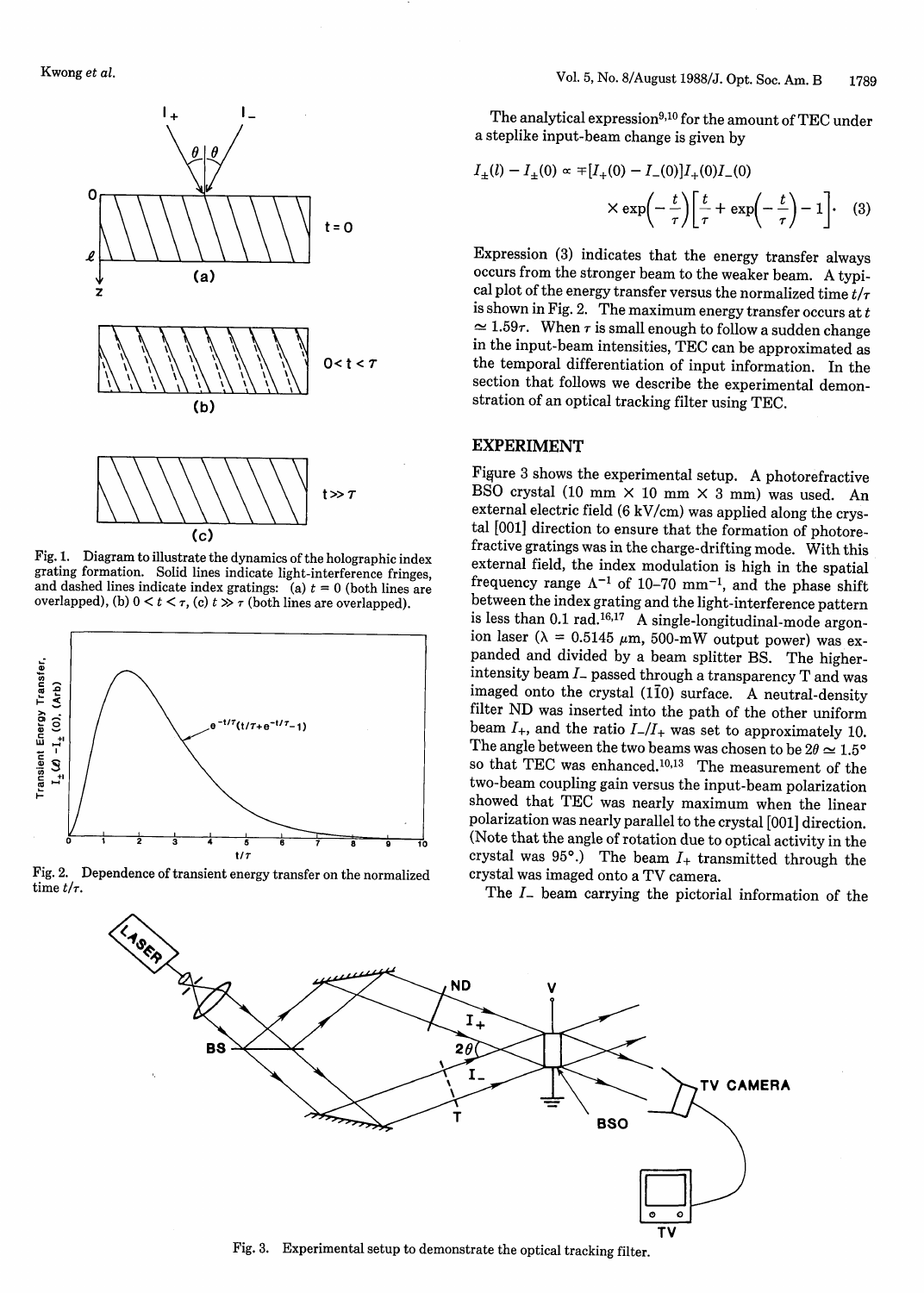Fig. 1. Diagram to illustrate the dynamics of the holographic index grating formation. Solid lines indicate light-interference fringes, and dashed lines indicate index gratings: (a) $t = 0$ (both lines are overlapped), (b) $0 < t < \tau$, (c) $t \gg \tau$ (both lines are overlapped).

Fig. 2. Dependence of transient energy transfer on the normalized time $t/\tau$.

The analytical expression[9,10] for the amount of TEC under a steplike input-beam change is given by

$$I_{\pm}(l) - I_{\pm}(0) \propto \mp[I_{+}(0) - I_{-}(0)]I_{+}(0)I_{-}(0) \times \exp\left(-\frac{t}{\tau}\right)\left[\frac{t}{\tau} + \exp\left(-\frac{t}{\tau}\right) - 1\right]. \quad (3)$$

Expression (3) indicates that the energy transfer always occurs from the stronger beam to the weaker beam. A typical plot of the energy transfer versus the normalized time $t/\tau$ is shown in Fig. 2. The maximum energy transfer occurs at $t \simeq 1.59\tau$. When $\tau$ is small enough to follow a sudden change in the input-beam intensities, TEC can be approximated as the temporal differentiation of input information. In the section that follows we describe the experimental demonstration of an optical tracking filter using TEC.

## EXPERIMENT

Figure 3 shows the experimental setup. A photorefractive BSO crystal (10 mm × 10 mm × 3 mm) was used. An external electric field (6 kV/cm) was applied along the crystal [001] direction to ensure that the formation of photorefractive gratings was in the charge-drifting mode. With this external field, the index modulation is high in the spatial frequency range $\Lambda^{-1}$ of 10–70 mm$^{-1}$, and the phase shift between the index grating and the light-interference pattern is less than 0.1 rad.[16,17] A single-longitudinal-mode argon-ion laser ($\lambda$ = 0.5145 $\mu$m, 500-mW output power) was expanded and divided by a beam splitter BS. The higher-intensity beam $I_-$ passed through a transparency T and was imaged onto the crystal (1$\bar{1}$0) surface. A neutral-density filter ND was inserted into the path of the other uniform beam $I_+$, and the ratio $I_-/I_+$ was set to approximately 10. The angle between the two beams was chosen to be $2\theta \simeq 1.5°$ so that TEC was enhanced.[10,13] The measurement of the two-beam coupling gain versus the input-beam polarization showed that TEC was nearly maximum when the linear polarization was nearly parallel to the crystal [001] direction. (Note that the angle of rotation due to optical activity in the crystal was 95°.) The beam $I_+$ transmitted through the crystal was imaged onto a TV camera.

The $I_-$ beam carrying the pictorial information of the

Fig. 3. Experimental setup to demonstrate the optical tracking filter.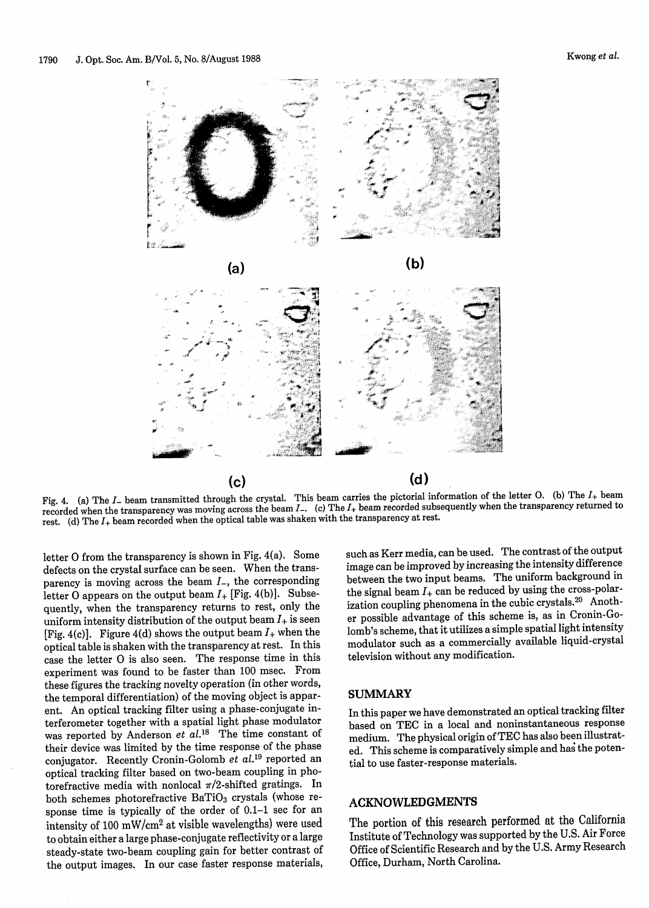Fig. 4. (a) The $I_-$ beam transmitted through the crystal. This beam carries the pictorial information of the letter O. (b) The $I_+$ beam recorded when the transparency was moving across the beam $I_-$. (c) The $I_+$ beam recorded subsequently when the transparency returned to rest. (d) The $I_+$ beam recorded when the optical table was shaken with the transparency at rest.

letter O from the transparency is shown in Fig. 4(a). Some defects on the crystal surface can be seen. When the transparency is moving across the beam $I_-$, the corresponding letter O appears on the output beam $I_+$ [Fig. 4(b)]. Subsequently, when the transparency returns to rest, only the uniform intensity distribution of the output beam $I_+$ is seen [Fig. 4(c)]. Figure 4(d) shows the output beam $I_+$ when the optical table is shaken with the transparency at rest. In this case the letter O is also seen. The response time in this experiment was found to be faster than 100 msec. From these figures the tracking novelty operation (in other words, the temporal differentiation) of the moving object is apparent. An optical tracking filter using a phase-conjugate interferometer together with a spatial light phase modulator was reported by Anderson *et al.*[18] The time constant of their device was limited by the time response of the phase conjugator. Recently Cronin-Golomb *et al.*[19] reported an optical tracking filter based on two-beam coupling in photorefractive media with nonlocal $\pi/2$-shifted gratings. In both schemes photorefractive $BaTiO_3$ crystals (whose response time is typically of the order of 0.1–1 sec for an intensity of 100 $mW/cm^2$ at visible wavelengths) were used to obtain either a large phase-conjugate reflectivity or a large steady-state two-beam coupling gain for better contrast of the output images. In our case faster response materials, such as Kerr media, can be used. The contrast of the output image can be improved by increasing the intensity difference between the two input beams. The uniform background in the signal beam $I_+$ can be reduced by using the cross-polarization coupling phenomena in the cubic crystals.[20] Another possible advantage of this scheme is, as in Cronin-Golomb's scheme, that it utilizes a simple spatial light intensity modulator such as a commercially available liquid-crystal television without any modification.

## SUMMARY

In this paper we have demonstrated an optical tracking filter based on TEC in a local and noninstantaneous response medium. The physical origin of TEC has also been illustrated. This scheme is comparatively simple and has the potential to use faster-response materials.

## ACKNOWLEDGMENTS

The portion of this research performed at the California Institute of Technology was supported by the U.S. Air Force Office of Scientific Research and by the U.S. Army Research Office, Durham, North Carolina.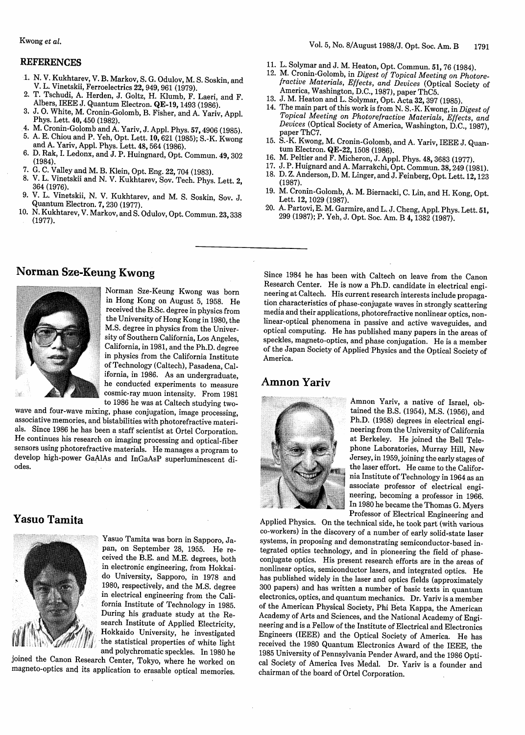## REFERENCES

1. N. V. Kukhtarev, V. B. Markov, S. G. Odulov, M. S. Soskin, and V. L. Vinetskii, Ferroelectrics **22**, 949, 961 (1979).
2. T. Tschudi, A. Herden, J. Goltz, H. Klumb, F. Laeri, and F. Albers, IEEE J. Quantum Electron. **QE-19**, 1493 (1986).
3. J. O. White, M. Cronin-Golomb, B. Fisher, and A. Yariv, Appl. Phys. Lett. **40**, 450 (1982).
4. M. Cronin-Golomb and A. Yariv, J. Appl. Phys. **57**, 4906 (1985).
5. A. E. Chiou and P. Yeh, Opt. Lett. **10**, 621 (1985); S.-K. Kwong and A. Yariv, Appl. Phys. Lett. **48**, 564 (1986).
6. D. Rak, I. Ledonx, and J. P. Huingnard, Opt. Commun. **49**, 302 (1984).
7. G. C. Valley and M. B. Klein, Opt. Eng. **22**, 704 (1983).
8. V. L. Vinetskii and N. V. Kukhtarev, Sov. Tech. Phys. Lett. **2**, 364 (1976).
9. V. L. Vinetskii, N. V. Kukhtarev, and M. S. Soskin, Sov. J. Quantum Electron. **7**, 230 (1977).
10. N. Kukhtarev, V. Markov, and S. Odulov, Opt. Commun. **23**, 338 (1977).
11. L. Solymar and J. M. Heaton, Opt. Commun. **51**, 76 (1984).
12. M. Cronin-Golomb, in *Digest of Topical Meeting on Photorefractive Materials, Effects, and Devices* (Optical Society of America, Washington, D.C., 1987), paper ThC5.
13. J. M. Heaton and L. Solymar, Opt. Acta **32**, 397 (1985).
14. The main part of this work is from N. S.-K. Kwong, in *Digest of Topical Meeting on Photorefractive Materials, Effects, and Devices* (Optical Society of America, Washington, D.C., 1987), paper ThC7.
15. S.-K. Kwong, M. Cronin-Golomb, and A. Yariv, IEEE J. Quantum Electron. **QE-22**, 1508 (1986).
16. M. Peltier and F. Micheron, J. Appl. Phys. **48**, 3683 (1977).
17. J. P. Huignard and A. Marrakchi, Opt. Commun. **38**, 249 (1981).
18. D. Z. Anderson, D. M. Linger, and J. Feinberg, Opt. Lett. **12**, 123 (1987).
19. M. Cronin-Golomb, A. M. Biernacki, C. Lin, and H. Kong, Opt. Lett. **12**, 1029 (1987).
20. A. Partovi, E. M. Garmire, and L. J. Cheng, Appl. Phys. Lett. **51**, 299 (1987); P. Yeh, J. Opt. Soc. Am. B **4**, 1382 (1987).

---

## Norman Sze-Keung Kwong

Norman Sze-Keung Kwong was born in Hong Kong on August 5, 1958. He received the B.Sc. degree in physics from the University of Hong Kong in 1980, the M.S. degree in physics from the University of Southern California, Los Angeles, California, in 1981, and the Ph.D. degree in physics from the California Institute of Technology (Caltech), Pasadena, California, in 1986. As an undergraduate, he conducted experiments to measure cosmic-ray muon intensity. From 1981 to 1986 he was at Caltech studying two-wave and four-wave mixing, phase conjugation, image processing, associative memories, and bistabilities with photorefractive materials. Since 1986 he has been a staff scientist at Ortel Corporation. He continues his research on imaging processing and optical-fiber sensors using photorefractive materials. He manages a program to develop high-power GaAlAs and InGaAsP superluminescent diodes.

## Yasuo Tamita

Yasuo Tamita was born in Sapporo, Japan, on September 28, 1955. He received the B.E. and M.E. degrees, both in electronic engineering, from Hokkaido University, Sapporo, in 1978 and 1980, respectively, and the M.S. degree in electrical engineering from the California Institute of Technology in 1985. During his graduate study at the Research Institute of Applied Electricity, Hokkaido University, he investigated the statistical properties of white light and polychromatic speckles. In 1980 he joined the Canon Research Center, Tokyo, where he worked on magneto-optics and its application to erasable optical memories. Since 1984 he has been with Caltech on leave from the Canon Research Center. He is now a Ph.D. candidate in electrical engineering at Caltech. His current research interests include propagation characteristics of phase-conjugate waves in strongly scattering media and their applications, photorefractive nonlinear optics, nonlinear-optical phenomena in passive and active waveguides, and optical computing. He has published many papers in the areas of speckles, magneto-optics, and phase conjugation. He is a member of the Japan Society of Applied Physics and the Optical Society of America.

## Amnon Yariv

Amnon Yariv, a native of Israel, obtained the B.S. (1954), M.S. (1956), and Ph.D. (1958) degrees in electrical engineering from the University of California at Berkeley. He joined the Bell Telephone Laboratories, Murray Hill, New Jersey, in 1959, joining the early stages of the laser effort. He came to the California Institute of Technology in 1964 as an associate professor of electrical engineering, becoming a professor in 1966. In 1980 he became the Thomas G. Myers Professor of Electrical Engineering and Applied Physics. On the technical side, he took part (with various co-workers) in the discovery of a number of early solid-state laser systems, in proposing and demonstrating semiconductor-based integrated optics technology, and in pioneering the field of phase-conjugate optics. His present research efforts are in the areas of nonlinear optics, semiconductor lasers, and integrated optics. He has published widely in the laser and optics fields (approximately 300 papers) and has written a number of basic texts in quantum electronics, optics, and quantum mechanics. Dr. Yariv is a member of the American Physical Society, Phi Beta Kappa, the American Academy of Arts and Sciences, and the National Academy of Engineering and is a Fellow of the Institute of Electrical and Electronics Engineers (IEEE) and the Optical Society of America. He has received the 1980 Quantum Electronics Award of the IEEE, the 1985 University of Pennsylvania Pender Award, and the 1986 Optical Society of America Ives Medal. Dr. Yariv is a founder and chairman of the board of Ortel Corporation.